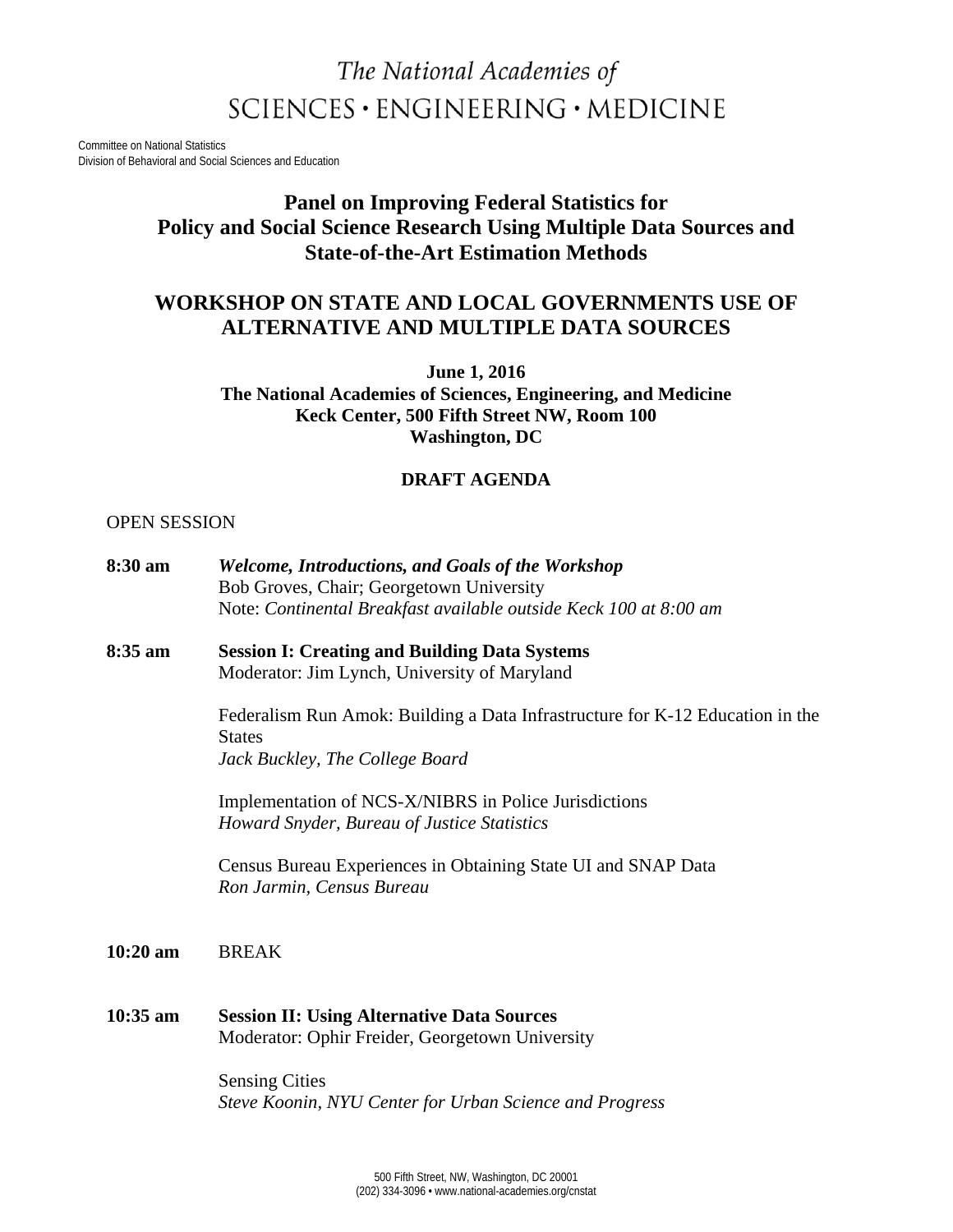The National Academies of
SCIENCES • ENGINEERING • MEDICINE

Committee on National Statistics
Division of Behavioral and Social Sciences and Education

# Panel on Improving Federal Statistics for Policy and Social Science Research Using Multiple Data Sources and State-of-the-Art Estimation Methods

## WORKSHOP ON STATE AND LOCAL GOVERNMENTS USE OF ALTERNATIVE AND MULTIPLE DATA SOURCES

**June 1, 2016**
**The National Academies of Sciences, Engineering, and Medicine**
**Keck Center, 500 Fifth Street NW, Room 100**
**Washington, DC**

**DRAFT AGENDA**

OPEN SESSION

**8:30 am** ***Welcome, Introductions, and Goals of the Workshop***
Bob Groves, Chair; Georgetown University
Note: *Continental Breakfast available outside Keck 100 at 8:00 am*

**8:35 am** **Session I: Creating and Building Data Systems**
Moderator: Jim Lynch, University of Maryland

Federalism Run Amok: Building a Data Infrastructure for K-12 Education in the States
*Jack Buckley, The College Board*

Implementation of NCS-X/NIBRS in Police Jurisdictions
*Howard Snyder, Bureau of Justice Statistics*

Census Bureau Experiences in Obtaining State UI and SNAP Data
*Ron Jarmin, Census Bureau*

**10:20 am** BREAK

**10:35 am** **Session II: Using Alternative Data Sources**
Moderator: Ophir Freider, Georgetown University

Sensing Cities
*Steve Koonin, NYU Center for Urban Science and Progress*

500 Fifth Street, NW, Washington, DC 20001
(202) 334-3096 • www.national-academies.org/cnstat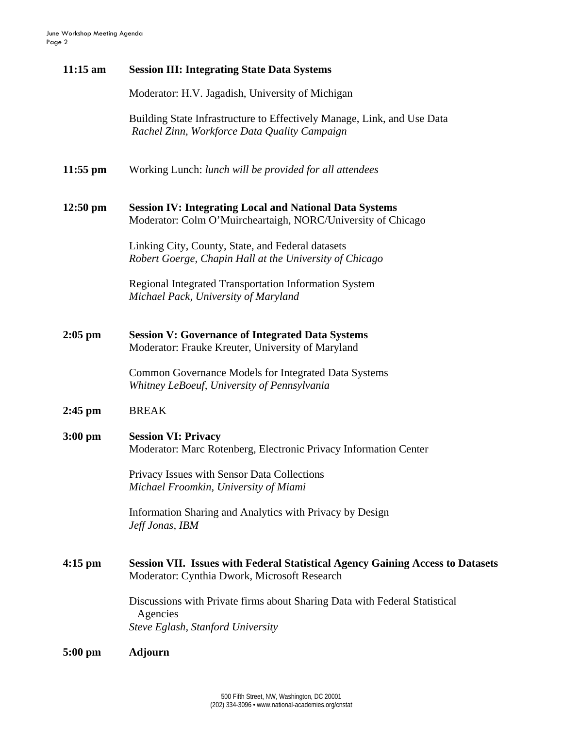**11:15 am** **Session III: Integrating State Data Systems**

Moderator: H.V. Jagadish, University of Michigan

Building State Infrastructure to Effectively Manage, Link, and Use Data
*Rachel Zinn, Workforce Data Quality Campaign*

**11:55 pm** Working Lunch: *lunch will be provided for all attendees*

**12:50 pm** **Session IV: Integrating Local and National Data Systems**
Moderator: Colm O'Muircheartaigh, NORC/University of Chicago

Linking City, County, State, and Federal datasets
*Robert Goerge, Chapin Hall at the University of Chicago*

Regional Integrated Transportation Information System
*Michael Pack, University of Maryland*

**2:05 pm** **Session V: Governance of Integrated Data Systems**
Moderator: Frauke Kreuter, University of Maryland

Common Governance Models for Integrated Data Systems
*Whitney LeBoeuf, University of Pennsylvania*

**2:45 pm** BREAK

**3:00 pm** **Session VI: Privacy**
Moderator: Marc Rotenberg, Electronic Privacy Information Center

Privacy Issues with Sensor Data Collections
*Michael Froomkin, University of Miami*

Information Sharing and Analytics with Privacy by Design
*Jeff Jonas, IBM*

**4:15 pm** **Session VII. Issues with Federal Statistical Agency Gaining Access to Datasets**
Moderator: Cynthia Dwork, Microsoft Research

Discussions with Private firms about Sharing Data with Federal Statistical Agencies
*Steve Eglash, Stanford University*

**5:00 pm** **Adjourn**

500 Fifth Street, NW, Washington, DC 20001
(202) 334-3096 • www.national-academies.org/cnstat